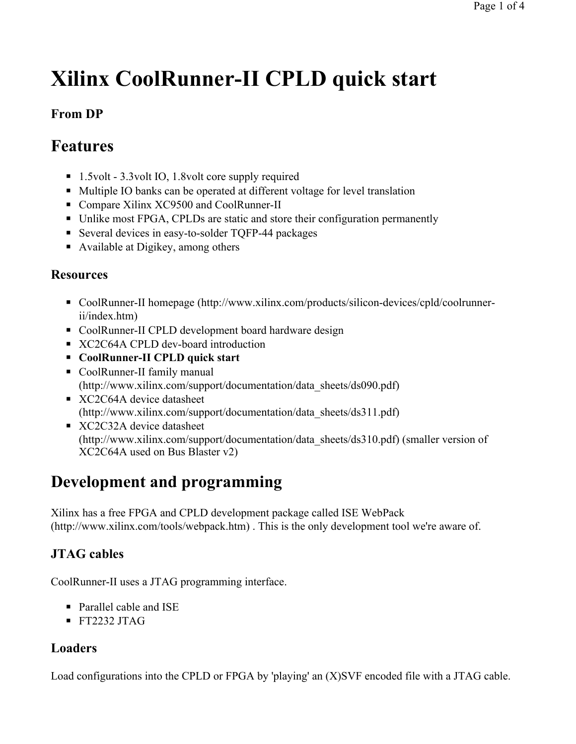# Xilinx CoolRunner-II CPLD quick start

### From DP

## Features

- 1.5volt - 3.3volt IO, 1.8volt core supply required
- Multiple IO banks can be operated at different voltage for level translation
- Compare Xilinx XC9500 and CoolRunner-II
- Unlike most FPGA, CPLDs are static and store their configuration permanently
- Several devices in easy-to-solder TQFP-44 packages
- Available at Digikey, among others

### Resources

- CoolRunner-II homepage (http://www.xilinx.com/products/silicon-devices/cpld/coolrunner-ii/index.htm)
- CoolRunner-II CPLD development board hardware design
- XC2C64A CPLD dev-board introduction
- **CoolRunner-II CPLD quick start**
- CoolRunner-II family manual (http://www.xilinx.com/support/documentation/data_sheets/ds090.pdf)
- XC2C64A device datasheet (http://www.xilinx.com/support/documentation/data_sheets/ds311.pdf)
- XC2C32A device datasheet (http://www.xilinx.com/support/documentation/data_sheets/ds310.pdf) (smaller version of XC2C64A used on Bus Blaster v2)

## Development and programming

Xilinx has a free FPGA and CPLD development package called ISE WebPack (http://www.xilinx.com/tools/webpack.htm) . This is the only development tool we're aware of.

### JTAG cables

CoolRunner-II uses a JTAG programming interface.

- Parallel cable and ISE
- FT2232 JTAG

### Loaders

Load configurations into the CPLD or FPGA by 'playing' an (X)SVF encoded file with a JTAG cable.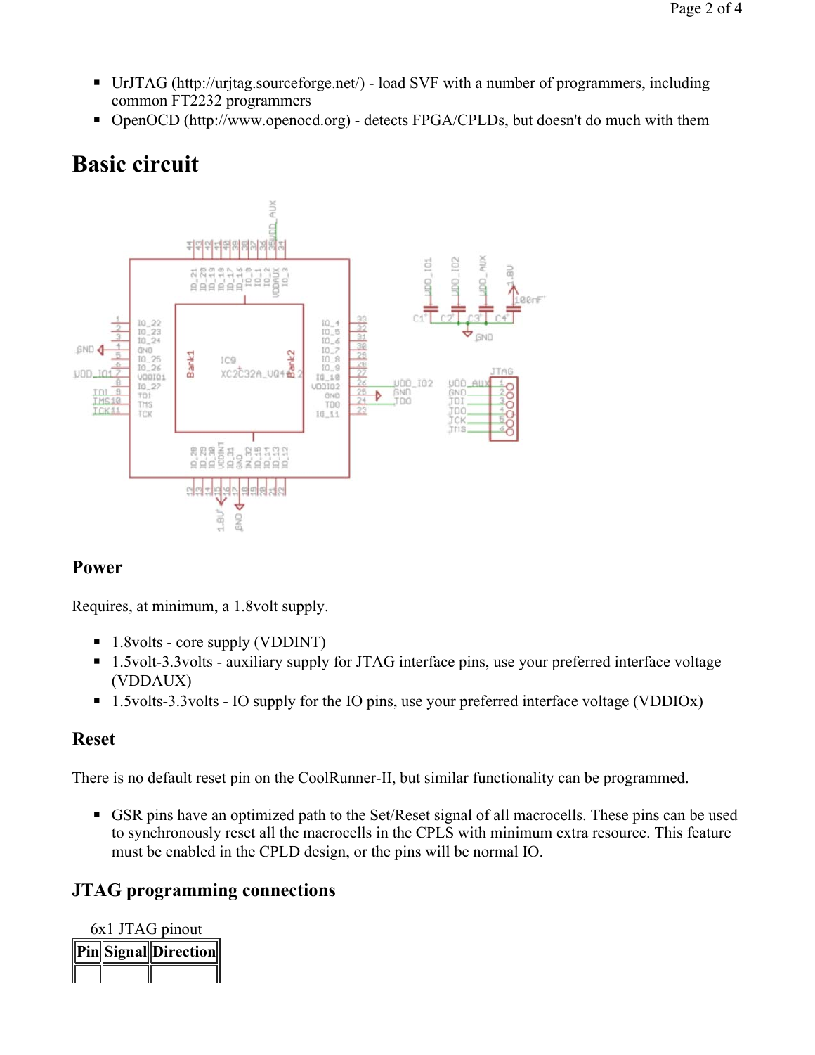- UrJTAG (http://urjtag.sourceforge.net/) - load SVF with a number of programmers, including common FT2232 programmers
- OpenOCD (http://www.openocd.org) - detects FPGA/CPLDs, but doesn't do much with them

# Basic circuit

### Power

Requires, at minimum, a 1.8volt supply.

- 1.8volts - core supply (VDDINT)
- 1.5volt-3.3volts - auxiliary supply for JTAG interface pins, use your preferred interface voltage (VDDAUX)
- 1.5volts-3.3volts - IO supply for the IO pins, use your preferred interface voltage (VDDIOx)

### Reset

There is no default reset pin on the CoolRunner-II, but similar functionality can be programmed.

- GSR pins have an optimized path to the Set/Reset signal of all macrocells. These pins can be used to synchronously reset all the macrocells in the CPLS with minimum extra resource. This feature must be enabled in the CPLD design, or the pins will be normal IO.

## JTAG programming connections

6x1 JTAG pinout

| Pin | Signal | Direction |
|---|---|---|
| | | |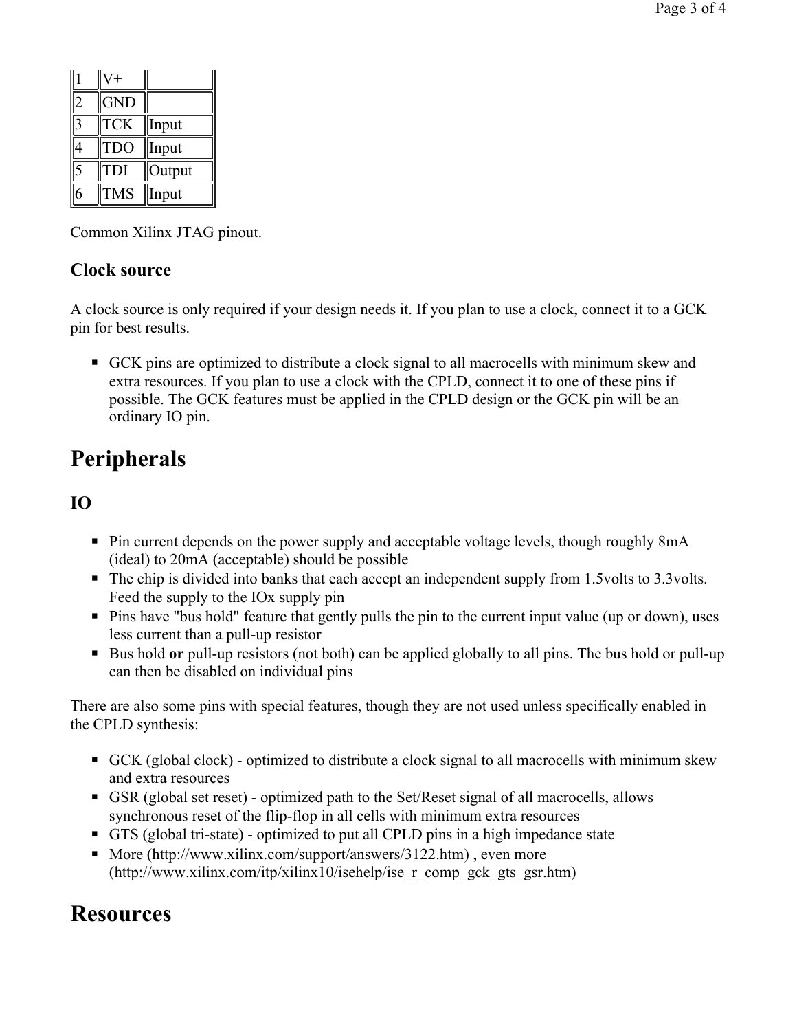| | | |
|---|---|---|
| 1 | V+ | |
| 2 | GND | |
| 3 | TCK | Input |
| 4 | TDO | Input |
| 5 | TDI | Output |
| 6 | TMS | Input |

Common Xilinx JTAG pinout.

### Clock source

A clock source is only required if your design needs it. If you plan to use a clock, connect it to a GCK pin for best results.

- GCK pins are optimized to distribute a clock signal to all macrocells with minimum skew and extra resources. If you plan to use a clock with the CPLD, connect it to one of these pins if possible. The GCK features must be applied in the CPLD design or the GCK pin will be an ordinary IO pin.

## Peripherals

### IO

- Pin current depends on the power supply and acceptable voltage levels, though roughly 8mA (ideal) to 20mA (acceptable) should be possible
- The chip is divided into banks that each accept an independent supply from 1.5volts to 3.3volts. Feed the supply to the IOx supply pin
- Pins have "bus hold" feature that gently pulls the pin to the current input value (up or down), uses less current than a pull-up resistor
- Bus hold **or** pull-up resistors (not both) can be applied globally to all pins. The bus hold or pull-up can then be disabled on individual pins

There are also some pins with special features, though they are not used unless specifically enabled in the CPLD synthesis:

- GCK (global clock) - optimized to distribute a clock signal to all macrocells with minimum skew and extra resources
- GSR (global set reset) - optimized path to the Set/Reset signal of all macrocells, allows synchronous reset of the flip-flop in all cells with minimum extra resources
- GTS (global tri-state) - optimized to put all CPLD pins in a high impedance state
- More (http://www.xilinx.com/support/answers/3122.htm) , even more (http://www.xilinx.com/itp/xilinx10/isehelp/ise_r_comp_gck_gts_gsr.htm)

## Resources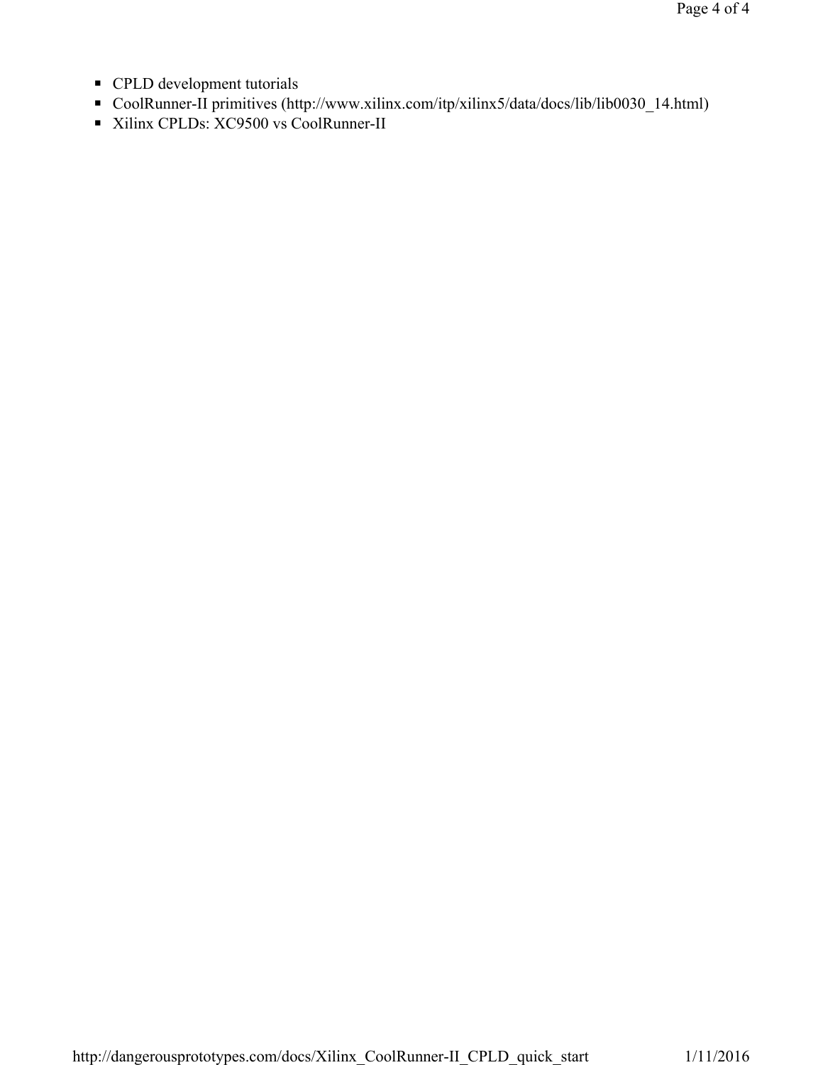- CPLD development tutorials
- CoolRunner-II primitives (http://www.xilinx.com/itp/xilinx5/data/docs/lib/lib0030_14.html)
- Xilinx CPLDs: XC9500 vs CoolRunner-II